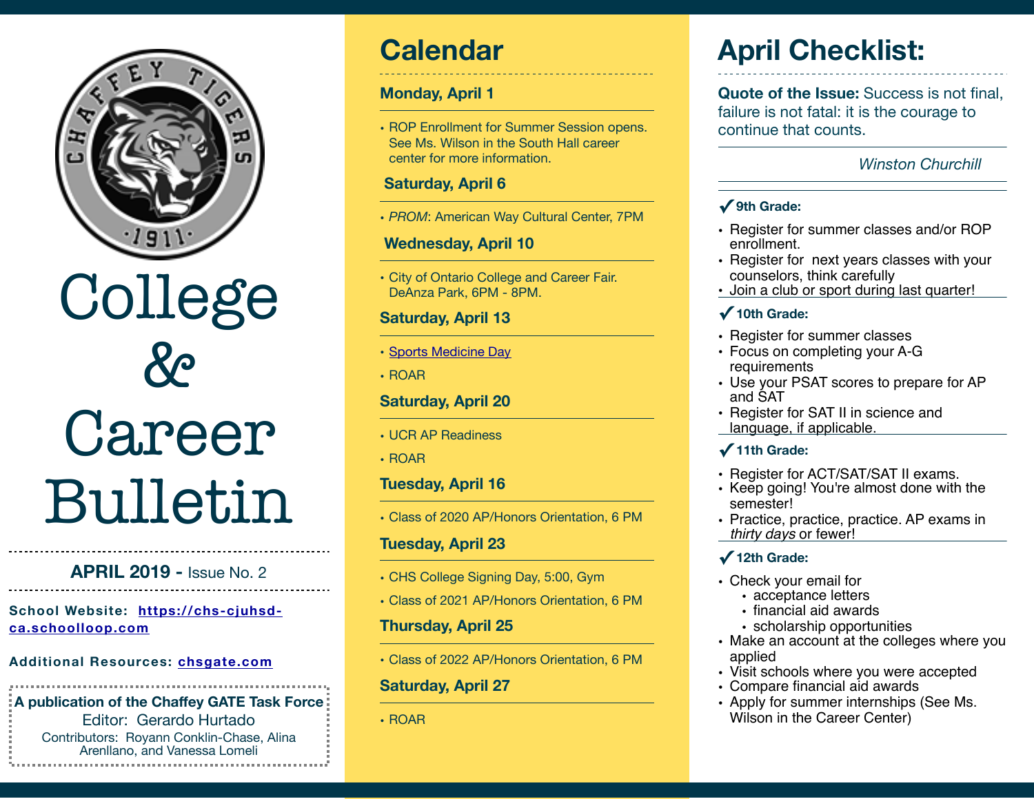# College & Career Bulletin

**APRIL 2019 -** Issue No. 2

**School Website: [https://chs-cjuhsd-ca.schoolloop.com](https://chs-cjuhsd-ca.schoolloop.com)**

**Additional Resources: [chsgate.com](chsgate.com)**

**A publication of the Chaffey GATE Task Force**
Editor: Gerardo Hurtado
Contributors: Royann Conklin-Chase, Alina Arenllano, and Vanessa Lomeli

## Calendar

### Monday, April 1

- ROP Enrollment for Summer Session opens. See Ms. Wilson in the South Hall career center for more information.

### Saturday, April 6

- *PROM*: American Way Cultural Center, 7PM

### Wednesday, April 10

- City of Ontario College and Career Fair. DeAnza Park, 6PM - 8PM.

### Saturday, April 13

- Sports Medicine Day
- ROAR

### Saturday, April 20

- UCR AP Readiness
- ROAR

### Tuesday, April 16

- Class of 2020 AP/Honors Orientation, 6 PM

### Tuesday, April 23

- CHS College Signing Day, 5:00, Gym
- Class of 2021 AP/Honors Orientation, 6 PM

### Thursday, April 25

- Class of 2022 AP/Honors Orientation, 6 PM

### Saturday, April 27

- ROAR

## April Checklist:

**Quote of the Issue:** Success is not final, failure is not fatal: it is the courage to continue that counts.

*Winston Churchill*

### ✓ 9th Grade:

- Register for summer classes and/or ROP enrollment.
- Register for next years classes with your counselors, think carefully
- Join a club or sport during last quarter!

### ✓ 10th Grade:

- Register for summer classes
- Focus on completing your A-G requirements
- Use your PSAT scores to prepare for AP and SAT
- Register for SAT II in science and language, if applicable.

### ✓ 11th Grade:

- Register for ACT/SAT/SAT II exams.
- Keep going! You're almost done with the semester!
- Practice, practice, practice. AP exams in *thirty days* or fewer!

### ✓ 12th Grade:

- Check your email for
  - acceptance letters
  - financial aid awards
  - scholarship opportunities
- Make an account at the colleges where you applied
- Visit schools where you were accepted
- Compare financial aid awards
- Apply for summer internships (See Ms. Wilson in the Career Center)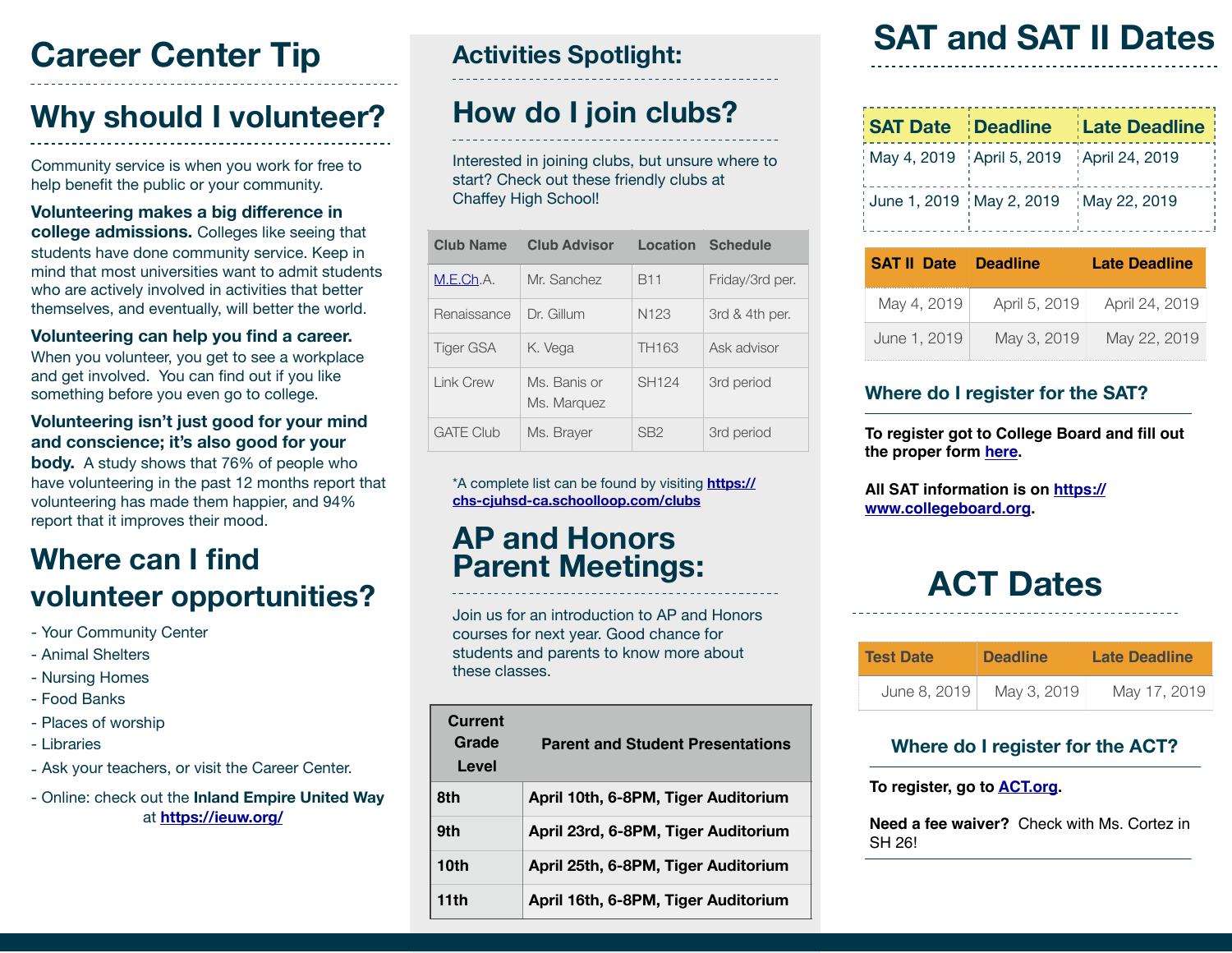# Career Center Tip

## Why should I volunteer?

Community service is when you work for free to help benefit the public or your community.

**Volunteering makes a big difference in college admissions.** Colleges like seeing that students have done community service. Keep in mind that most universities want to admit students who are actively involved in activities that better themselves, and eventually, will better the world.

**Volunteering can help you find a career.** When you volunteer, you get to see a workplace and get involved. You can find out if you like something before you even go to college.

**Volunteering isn't just good for your mind and conscience; it's also good for your body.** A study shows that 76% of people who have volunteering in the past 12 months report that volunteering has made them happier, and 94% report that it improves their mood.

## Where can I find volunteer opportunities?

- Your Community Center
- Animal Shelters
- Nursing Homes
- Food Banks
- Places of worship
- Libraries
- Ask your teachers, or visit the Career Center.
- Online: check out the **Inland Empire United Way** at **https://ieuw.org/**

# Activities Spotlight:

## How do I join clubs?

Interested in joining clubs, but unsure where to start? Check out these friendly clubs at Chaffey High School!

| Club Name | Club Advisor | Location | Schedule |
|---|---|---|---|
| M.E.Ch.A. | Mr. Sanchez | B11 | Friday/3rd per. |
| Renaissance | Dr. Gillum | N123 | 3rd & 4th per. |
| Tiger GSA | K. Vega | TH163 | Ask advisor |
| Link Crew | Ms. Banis or Ms. Marquez | SH124 | 3rd period |
| GATE Club | Ms. Brayer | SB2 | 3rd period |

*A complete list can be found by visiting **https://chs-cjuhsd-ca.schoolloop.com/clubs**

## AP and Honors Parent Meetings:

Join us for an introduction to AP and Honors courses for next year. Good chance for students and parents to know more about these classes.

| Current Grade Level | Parent and Student Presentations |
|---|---|
| 8th | April 10th, 6-8PM, Tiger Auditorium |
| 9th | April 23rd, 6-8PM, Tiger Auditorium |
| 10th | April 25th, 6-8PM, Tiger Auditorium |
| 11th | April 16th, 6-8PM, Tiger Auditorium |

# SAT and SAT II Dates

| SAT Date | Deadline | Late Deadline |
|---|---|---|
| May 4, 2019 | April 5, 2019 | April 24, 2019 |
| June 1, 2019 | May 2, 2019 | May 22, 2019 |

| SAT II Date | Deadline | Late Deadline |
|---|---|---|
| May 4, 2019 | April 5, 2019 | April 24, 2019 |
| June 1, 2019 | May 3, 2019 | May 22, 2019 |

### Where do I register for the SAT?

**To register got to College Board and fill out the proper form here.**

**All SAT information is on https://www.collegeboard.org.**

# ACT Dates

| Test Date | Deadline | Late Deadline |
|---|---|---|
| June 8, 2019 | May 3, 2019 | May 17, 2019 |

### Where do I register for the ACT?

**To register, go to ACT.org.**

**Need a fee waiver?** Check with Ms. Cortez in SH 26!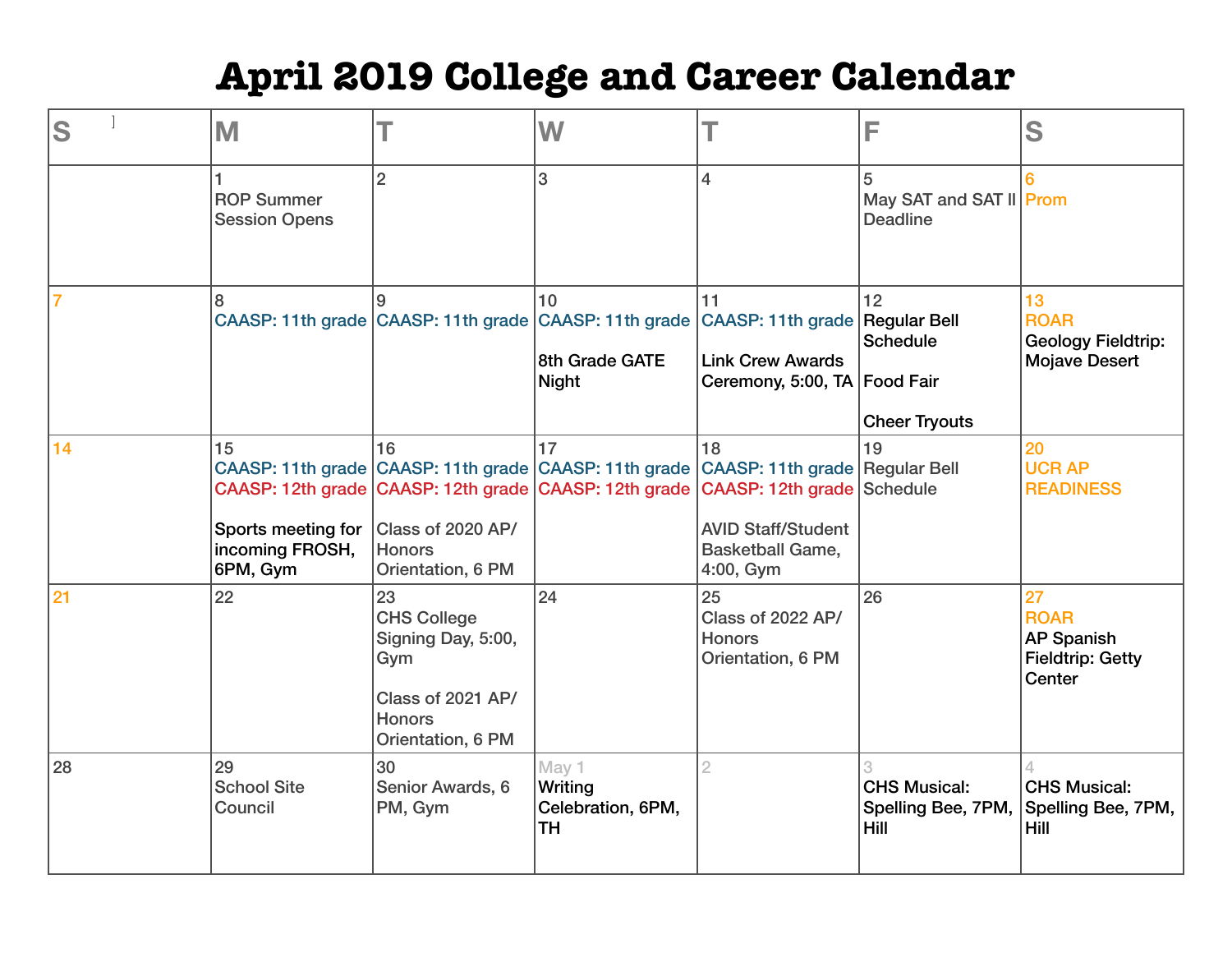# April 2019 College and Career Calendar

| S | M | T | W | T | F | S |
|---|---|---|---|---|---|---|
| | 1<br>ROP Summer Session Opens | 2 | 3 | 4 | 5<br>May SAT and SAT II Deadline | 6<br>Prom |
| 7 | 8<br>CAASP: 11th grade | 9<br>CAASP: 11th grade | 10<br>CAASP: 11th grade<br><br>8th Grade GATE Night | 11<br>CAASP: 11th grade<br><br>Link Crew Awards Ceremony, 5:00, TA | 12<br>Regular Bell Schedule<br><br>Food Fair<br><br>Cheer Tryouts | 13<br>ROAR<br>Geology Fieldtrip: Mojave Desert |
| 14 | 15<br>CAASP: 11th grade<br>CAASP: 12th grade<br><br>Sports meeting for incoming FROSH, 6PM, Gym | 16<br>CAASP: 11th grade<br>CAASP: 12th grade<br><br>Class of 2020 AP/ Honors Orientation, 6 PM | 17<br>CAASP: 11th grade<br>CAASP: 12th grade | 18<br>CAASP: 11th grade<br>CAASP: 12th grade<br><br>AVID Staff/Student Basketball Game, 4:00, Gym | 19<br>Regular Bell Schedule | 20<br>UCR AP READINESS |
| 21 | 22 | 23<br>CHS College Signing Day, 5:00, Gym<br><br>Class of 2021 AP/ Honors Orientation, 6 PM | 24 | 25<br>Class of 2022 AP/ Honors Orientation, 6 PM | 26 | 27<br>ROAR<br>AP Spanish Fieldtrip: Getty Center |
| 28 | 29<br>School Site Council | 30<br>Senior Awards, 6 PM, Gym | May 1<br>Writing Celebration, 6PM, TH | 2 | 3<br>CHS Musical: Spelling Bee, 7PM, Hill | 4<br>CHS Musical: Spelling Bee, 7PM, Hill |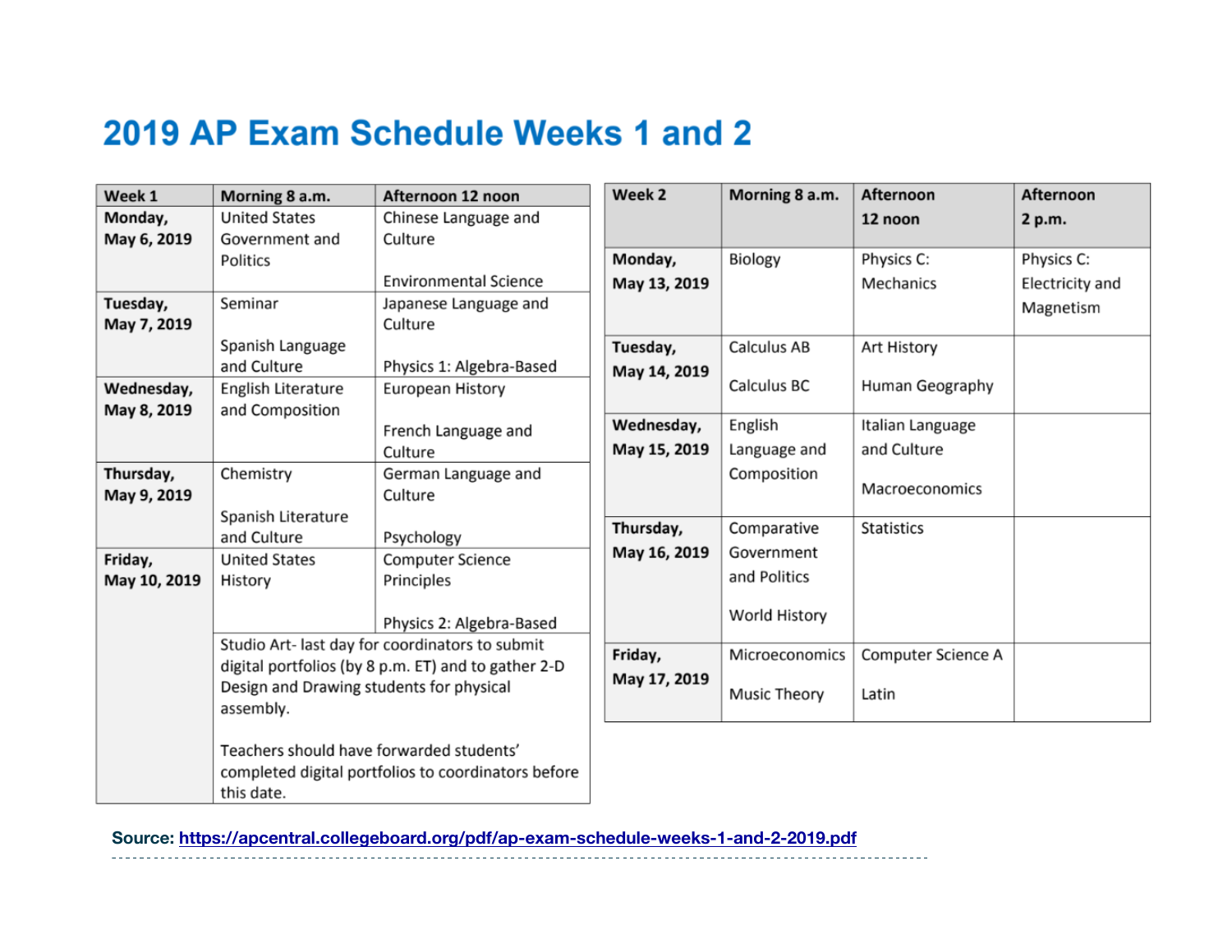# 2019 AP Exam Schedule Weeks 1 and 2

| Week 1 | Morning 8 a.m. | Afternoon 12 noon |
|---|---|---|
| **Monday, May 6, 2019** | United States Government and Politics | Chinese Language and Culture<br><br>Environmental Science |
| **Tuesday, May 7, 2019** | Seminar<br><br>Spanish Language and Culture | Japanese Language and Culture<br><br>Physics 1: Algebra-Based |
| **Wednesday, May 8, 2019** | English Literature and Composition | European History<br><br>French Language and Culture |
| **Thursday, May 9, 2019** | Chemistry<br><br>Spanish Literature and Culture | German Language and Culture<br><br>Psychology |
| **Friday, May 10, 2019** | United States History | Computer Science Principles<br><br>Physics 2: Algebra-Based |
| | Studio Art- last day for coordinators to submit digital portfolios (by 8 p.m. ET) and to gather 2-D Design and Drawing students for physical assembly.<br><br>Teachers should have forwarded students' completed digital portfolios to coordinators before this date. | |

| Week 2 | Morning 8 a.m. | Afternoon 12 noon | Afternoon 2 p.m. |
|---|---|---|---|
| **Monday, May 13, 2019** | Biology | Physics C: Mechanics | Physics C: Electricity and Magnetism |
| **Tuesday, May 14, 2019** | Calculus AB<br><br>Calculus BC | Art History<br><br>Human Geography | |
| **Wednesday, May 15, 2019** | English Language and Composition | Italian Language and Culture<br><br>Macroeconomics | |
| **Thursday, May 16, 2019** | Comparative Government and Politics<br><br>World History | Statistics | |
| **Friday, May 17, 2019** | Microeconomics<br><br>Music Theory | Computer Science A<br><br>Latin | |

**Source:** https://apcentral.collegeboard.org/pdf/ap-exam-schedule-weeks-1-and-2-2019.pdf